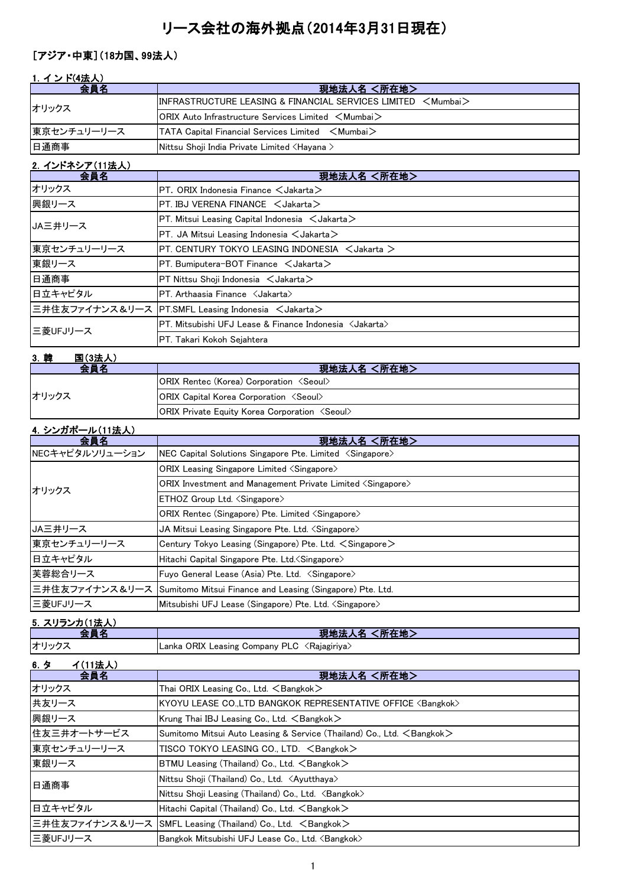# リース会社の海外拠点（2014年3月31日現在）

## ［アジア・中東］（18カ国、99法人）

### 1. インド(4法人)

| 会員名 | 現地法人名 <所在地> |
|---|---|
| オリックス | INFRASTRUCTURE LEASING & FINANCIAL SERVICES LIMITED ＜Mumbai＞ |
| | ORIX Auto Infrastructure Services Limited ＜Mumbai＞ |
| 東京センチュリーリース | TATA Capital Financial Services Limited ＜Mumbai＞ |
| 日通商事 | Nittsu Shoji India Private Limited <Hayana > |

### 2. インドネシア(11法人)

| 会員名 | 現地法人名 <所在地> |
|---|---|
| オリックス | PT. ORIX Indonesia Finance ＜Jakarta＞ |
| 興銀リース | PT. IBJ VERENA FINANCE ＜Jakarta＞ |
| JA三井リース | PT. Mitsui Leasing Capital Indonesia ＜Jakarta＞ |
| | PT. JA Mitsui Leasing Indonesia ＜Jakarta＞ |
| 東京センチュリーリース | PT. CENTURY TOKYO LEASING INDONESIA ＜Jakarta ＞ |
| 東銀リース | PT. Bumiputera-BOT Finance ＜Jakarta＞ |
| 日通商事 | PT Nittsu Shoji Indonesia ＜Jakarta＞ |
| 日立キャピタル | PT. Arthaasia Finance 〈Jakarta〉 |
| 三井住友ファイナンス＆リース | PT.SMFL Leasing Indonesia ＜Jakarta＞ |
| 三菱UFJリース | PT. Mitsubishi UFJ Lease & Finance Indonesia 〈Jakarta〉 |
| | PT. Takari Kokoh Sejahtera |

### 3. 韓　　国(3法人)

| 会員名 | 現地法人名 <所在地> |
|---|---|
| オリックス | ORIX Rentec (Korea) Corporation 〈Seoul〉 |
| | ORIX Capital Korea Corporation 〈Seoul〉 |
| | ORIX Private Equity Korea Corporation 〈Seoul〉 |

### 4. シンガポール(11法人)

| 会員名 | 現地法人名 <所在地> |
|---|---|
| NECキャピタルソリューション | NEC Capital Solutions Singapore Pte. Limited 〈Singapore〉 |
| オリックス | ORIX Leasing Singapore Limited 〈Singapore〉 |
| | ORIX Investment and Management Private Limited 〈Singapore〉 |
| | ETHOZ Group Ltd. 〈Singapore〉 |
| | ORIX Rentec (Singapore) Pte. Limited 〈Singapore〉 |
| JA三井リース | JA Mitsui Leasing Singapore Pte. Ltd. 〈Singapore〉 |
| 東京センチュリーリース | Century Tokyo Leasing (Singapore) Pte. Ltd. ＜Singapore＞ |
| 日立キャピタル | Hitachi Capital Singapore Pte. Ltd.〈Singapore〉 |
| 芙蓉総合リース | Fuyo General Lease (Asia) Pte. Ltd. 〈Singapore〉 |
| 三井住友ファイナンス＆リース | Sumitomo Mitsui Finance and Leasing (Singapore) Pte. Ltd. |
| 三菱UFJリース | Mitsubishi UFJ Lease (Singapore) Pte. Ltd. 〈Singapore〉 |

### 5. スリランカ(1法人)

| 会員名 | 現地法人名 <所在地> |
|---|---|
| オリックス | Lanka ORIX Leasing Company PLC 〈Rajagiriya〉 |

### 6. タ　　イ(11法人)

| 会員名 | 現地法人名 <所在地> |
|---|---|
| オリックス | Thai ORIX Leasing Co., Ltd. ＜Bangkok＞ |
| 共友リース | KYOYU LEASE CO.,LTD BANGKOK REPRESENTATIVE OFFICE 〈Bangkok〉 |
| 興銀リース | Krung Thai IBJ Leasing Co., Ltd. ＜Bangkok＞ |
| 住友三井オートサービス | Sumitomo Mitsui Auto Leasing & Service (Thailand) Co., Ltd. ＜Bangkok＞ |
| 東京センチュリーリース | TISCO TOKYO LEASING CO., LTD. ＜Bangkok＞ |
| 東銀リース | BTMU Leasing (Thailand) Co., Ltd. ＜Bangkok＞ |
| 日通商事 | Nittsu Shoji (Thailand) Co., Ltd. 〈Ayutthaya〉 |
| | Nittsu Shoji Leasing (Thailand) Co., Ltd. 〈Bangkok〉 |
| 日立キャピタル | Hitachi Capital (Thailand) Co., Ltd. ＜Bangkok＞ |
| 三井住友ファイナンス＆リース | SMFL Leasing (Thailand) Co., Ltd. ＜Bangkok＞ |
| 三菱UFJリース | Bangkok Mitsubishi UFJ Lease Co., Ltd. 〈Bangkok〉 |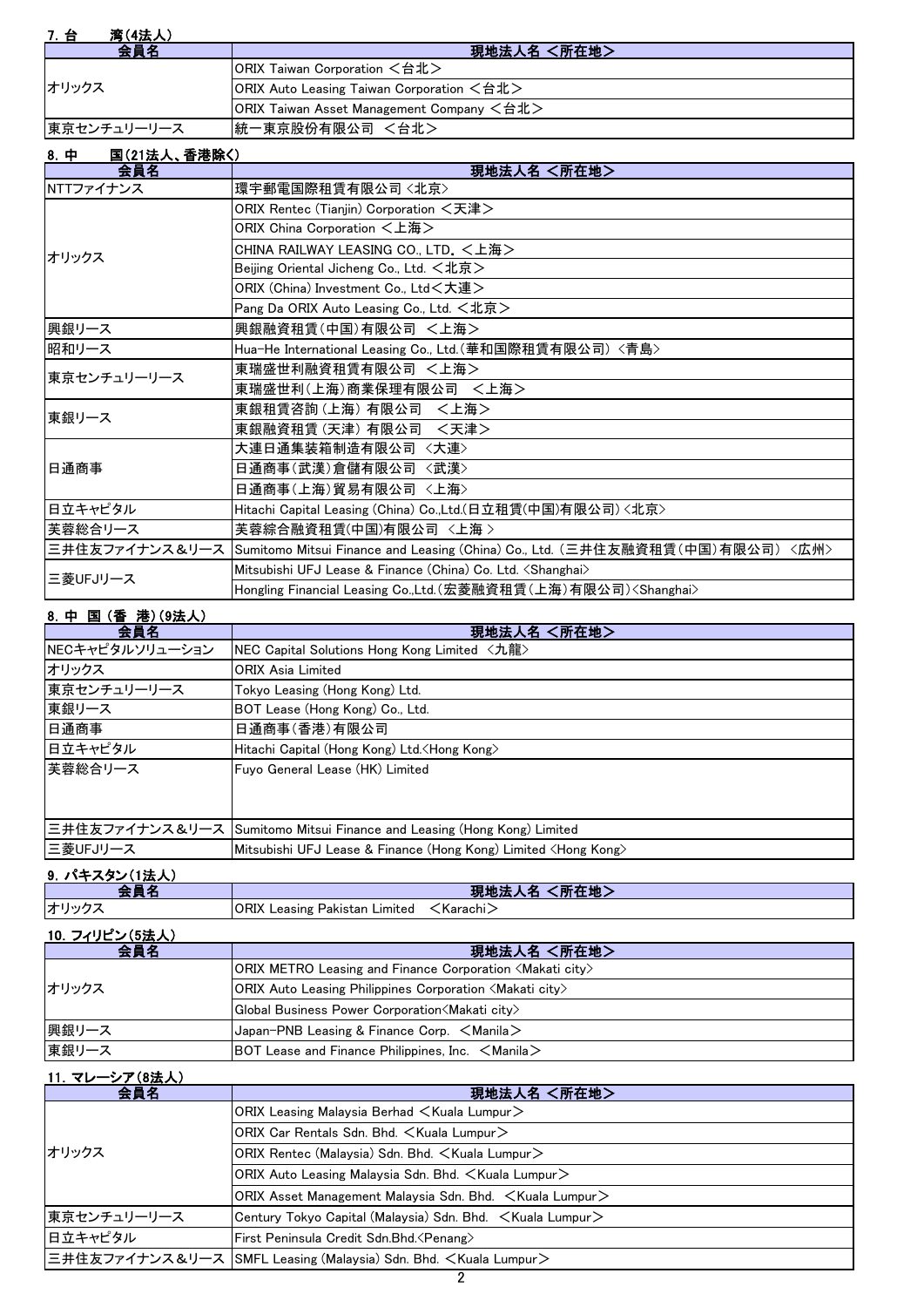### 7. 台　　湾(4法人)

| 会員名 | 現地法人名 <所在地> |
|---|---|
| オリックス | ORIX Taiwan Corporation ＜台北＞ |
| | ORIX Auto Leasing Taiwan Corporation ＜台北＞ |
| | ORIX Taiwan Asset Management Company ＜台北＞ |
| 東京センチュリーリース | 統一東京股份有限公司 ＜台北＞ |

### 8. 中　　国(21法人、香港除く)

| 会員名 | 現地法人名 <所在地> |
|---|---|
| NTTファイナンス | 環宇郵電国際租賃有限公司 <北京> |
| オリックス | ORIX Rentec (Tianjin) Corporation ＜天津＞ |
| | ORIX China Corporation ＜上海＞ |
| | CHINA RAILWAY LEASING CO., LTD. ＜上海＞ |
| | Beijing Oriental Jicheng Co., Ltd. ＜北京＞ |
| | ORIX (China) Investment Co., Ltd＜大連＞ |
| | Pang Da ORIX Auto Leasing Co., Ltd. ＜北京＞ |
| 興銀リース | 興銀融資租賃(中国)有限公司 ＜上海＞ |
| 昭和リース | Hua-He International Leasing Co., Ltd.(華和国際租賃有限公司) <青島> |
| 東京センチュリーリース | 東瑞盛世利融資租賃有限公司 ＜上海＞ |
| | 東瑞盛世利(上海)商業保理有限公司 ＜上海＞ |
| 東銀リース | 東銀租賃咨詢(上海)有限公司 ＜上海＞ |
| | 東銀融資租賃(天津)有限公司 ＜天津＞ |
| 日通商事 | 大連日通集装箱制造有限公司 <大連> |
| | 日通商事(武漢)倉儲有限公司 <武漢> |
| | 日通商事(上海)貿易有限公司 <上海> |
| 日立キャピタル | Hitachi Capital Leasing (China) Co.,Ltd.(日立租賃(中国)有限公司)<北京> |
| 芙蓉総合リース | 芙蓉綜合融資租賃(中国)有限公司 <上海 > |
| 三井住友ファイナンス＆リース | Sumitomo Mitsui Finance and Leasing (China) Co., Ltd. (三井住友融資租賃(中国)有限公司) <広州> |
| 三菱UFJリース | Mitsubishi UFJ Lease & Finance (China) Co. Ltd. <Shanghai> |
| | Hongling Financial Leasing Co.,Ltd.(宏菱融資租賃(上海)有限公司)<Shanghai> |

### 8. 中 国 (香 港) (9法人)

| 会員名 | 現地法人名 <所在地> |
|---|---|
| NECキャピタルソリューション | NEC Capital Solutions Hong Kong Limited <九龍> |
| オリックス | ORIX Asia Limited |
| 東京センチュリーリース | Tokyo Leasing (Hong Kong) Ltd. |
| 東銀リース | BOT Lease (Hong Kong) Co., Ltd. |
| 日通商事 | 日通商事(香港)有限公司 |
| 日立キャピタル | Hitachi Capital (Hong Kong) Ltd.<Hong Kong> |
| 芙蓉総合リース | Fuyo General Lease (HK) Limited |
| 三井住友ファイナンス＆リース | Sumitomo Mitsui Finance and Leasing (Hong Kong) Limited |
| 三菱UFJリース | Mitsubishi UFJ Lease & Finance (Hong Kong) Limited <Hong Kong> |

### 9. パキスタン(1法人)

| 会員名 | 現地法人名 <所在地> |
|---|---|
| オリックス | ORIX Leasing Pakistan Limited ＜Karachi＞ |

### 10. フィリピン(5法人)

| 会員名 | 現地法人名 <所在地> |
|---|---|
| オリックス | ORIX METRO Leasing and Finance Corporation <Makati city> |
| | ORIX Auto Leasing Philippines Corporation <Makati city> |
| | Global Business Power Corporation<Makati city> |
| 興銀リース | Japan-PNB Leasing & Finance Corp. ＜Manila＞ |
| 東銀リース | BOT Lease and Finance Philippines, Inc. ＜Manila＞ |

### 11. マレーシア(8法人)

| 会員名 | 現地法人名 <所在地> |
|---|---|
| オリックス | ORIX Leasing Malaysia Berhad ＜Kuala Lumpur＞ |
| | ORIX Car Rentals Sdn. Bhd. ＜Kuala Lumpur＞ |
| | ORIX Rentec (Malaysia) Sdn. Bhd. ＜Kuala Lumpur＞ |
| | ORIX Auto Leasing Malaysia Sdn. Bhd. ＜Kuala Lumpur＞ |
| | ORIX Asset Management Malaysia Sdn. Bhd. ＜Kuala Lumpur＞ |
| 東京センチュリーリース | Century Tokyo Capital (Malaysia) Sdn. Bhd. ＜Kuala Lumpur＞ |
| 日立キャピタル | First Peninsula Credit Sdn.Bhd.<Penang> |
| 三井住友ファイナンス＆リース | SMFL Leasing (Malaysia) Sdn. Bhd. ＜Kuala Lumpur＞ |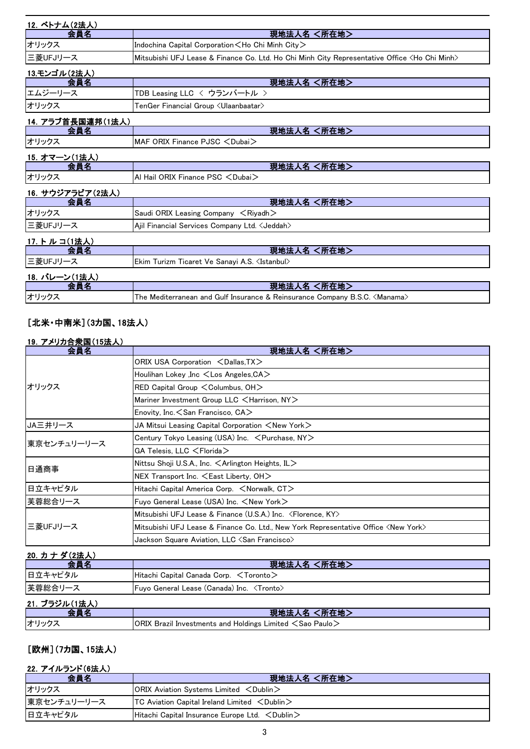#### 12. ベトナム(2法人)

| 会員名 | 現地法人名 <所在地> |
| --- | --- |
| オリックス | Indochina Capital Corporation<Ho Chi Minh City> |
| 三菱UFJリース | Mitsubishi UFJ Lease & Finance Co. Ltd. Ho Chi Minh City Representative Office <Ho Chi Minh> |

#### 13.モンゴル(2法人)

| 会員名 | 現地法人名 <所在地> |
| --- | --- |
| エムジーリース | TDB Leasing LLC < ウランバートル > |
| オリックス | TenGer Financial Group <Ulaanbaatar> |

#### 14. アラブ首長国連邦(1法人)

| 会員名 | 現地法人名 <所在地> |
| --- | --- |
| オリックス | MAF ORIX Finance PJSC <Dubai> |

#### 15. オマーン(1法人)

| 会員名 | 現地法人名 <所在地> |
| --- | --- |
| オリックス | Al Hail ORIX Finance PSC <Dubai> |

#### 16. サウジアラビア(2法人)

| 会員名 | 現地法人名 <所在地> |
| --- | --- |
| オリックス | Saudi ORIX Leasing Company <Riyadh> |
| 三菱UFJリース | Ajil Financial Services Company Ltd. <Jeddah> |

#### 17. トルコ(1法人)

| 会員名 | 現地法人名 <所在地> |
| --- | --- |
| 三菱UFJリース | Ekim Turizm Ticaret Ve Sanayi A.S. <Istanbul> |

#### 18. バレーン(1法人)

| 会員名 | 現地法人名 <所在地> |
| --- | --- |
| オリックス | The Mediterranean and Gulf Insurance & Reinsurance Company B.S.C. <Manama> |

### [北米・中南米](3カ国、18法人)

#### 19. アメリカ合衆国(15法人)

| 会員名 | 現地法人名 <所在地> |
| --- | --- |
| オリックス | ORIX USA Corporation <Dallas,TX> |
| | Houlihan Lokey ,Inc <Los Angeles,CA> |
| | RED Capital Group <Columbus, OH> |
| | Mariner Investment Group LLC <Harrison, NY> |
| | Enovity, Inc.<San Francisco, CA> |
| JA三井リース | JA Mitsui Leasing Capital Corporation <New York> |
| 東京センチュリーリース | Century Tokyo Leasing (USA) Inc. <Purchase, NY> |
| | GA Telesis, LLC <Florida> |
| 日通商事 | Nittsu Shoji U.S.A., Inc. <Arlington Heights, IL> |
| | NEX Transport Inc. <East Liberty, OH> |
| 日立キャピタル | Hitachi Capital America Corp. <Norwalk, CT> |
| 芙蓉総合リース | Fuyo General Lease (USA) Inc. <New York> |
| 三菱UFJリース | Mitsubishi UFJ Lease & Finance (U.S.A.) Inc. <Florence, KY> |
| | Mitsubishi UFJ Lease & Finance Co. Ltd., New York Representative Office <New York> |
| | Jackson Square Aviation, LLC <San Francisco> |

#### 20. カナダ(2法人)

| 会員名 | 現地法人名 <所在地> |
| --- | --- |
| 日立キャピタル | Hitachi Capital Canada Corp. <Toronto> |
| 芙蓉総合リース | Fuyo General Lease (Canada) Inc. <Tronto> |

#### 21. ブラジル(1法人)

| 会員名 | 現地法人名 <所在地> |
| --- | --- |
| オリックス | ORIX Brazil Investments and Holdings Limited <Sao Paulo> |

### [欧州](7カ国、15法人)

#### 22. アイルランド(6法人)

| 会員名 | 現地法人名 <所在地> |
| --- | --- |
| オリックス | ORIX Aviation Systems Limited <Dublin> |
| 東京センチュリーリース | TC Aviation Capital Ireland Limited <Dublin> |
| 日立キャピタル | Hitachi Capital Insurance Europe Ltd. <Dublin> |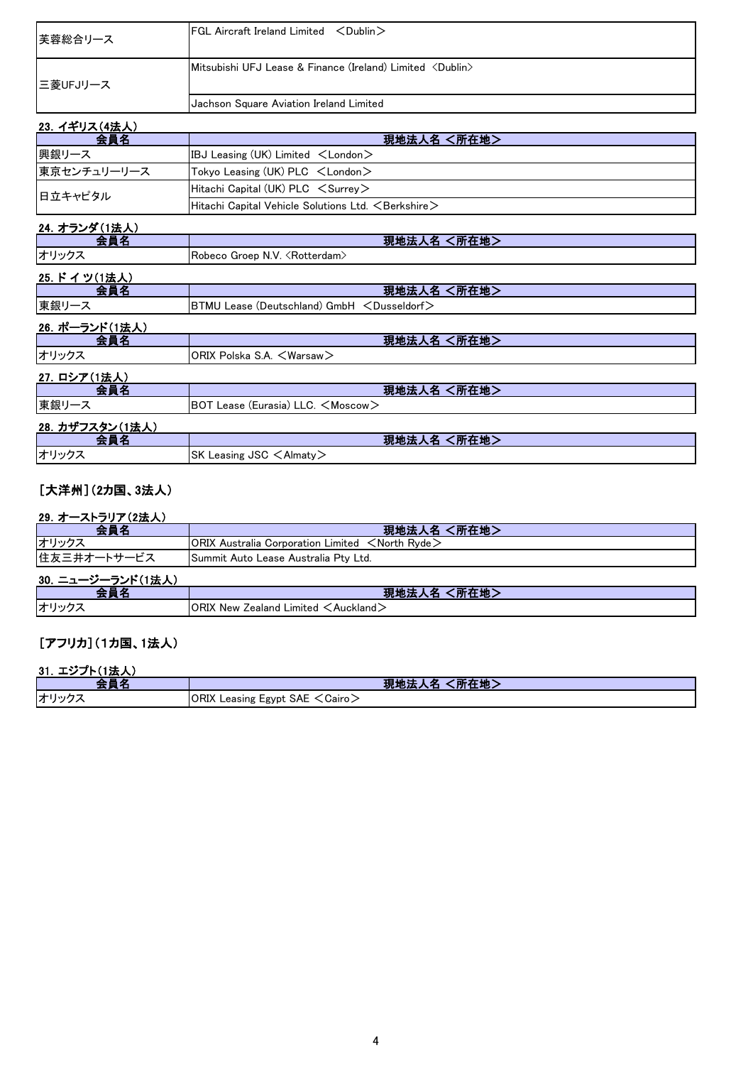| | |
|---|---|
| 芙蓉総合リース | FGL Aircraft Ireland Limited　＜Dublin＞ |
| 三菱UFJリース | Mitsubishi UFJ Lease & Finance (Ireland) Limited 〈Dublin〉 |
| | Jachson Square Aviation Ireland Limited |

### 23. イギリス(4法人)

| 会員名 | 現地法人名 ＜所在地＞ |
|---|---|
| 興銀リース | IBJ Leasing (UK) Limited ＜London＞ |
| 東京センチュリーリース | Tokyo Leasing (UK) PLC ＜London＞ |
| 日立キャピタル | Hitachi Capital (UK) PLC ＜Surrey＞ |
| | Hitachi Capital Vehicle Solutions Ltd. ＜Berkshire＞ |

### 24. オランダ(1法人)

| 会員名 | 現地法人名 ＜所在地＞ |
|---|---|
| オリックス | Robeco Groep N.V. 〈Rotterdam〉 |

### 25. ドイツ(1法人)

| 会員名 | 現地法人名 ＜所在地＞ |
|---|---|
| 東銀リース | BTMU Lease (Deutschland) GmbH ＜Dusseldorf＞ |

### 26. ポーランド(1法人)

| 会員名 | 現地法人名 ＜所在地＞ |
|---|---|
| オリックス | ORIX Polska S.A. ＜Warsaw＞ |

### 27. ロシア(1法人)

| 会員名 | 現地法人名 ＜所在地＞ |
|---|---|
| 東銀リース | BOT Lease (Eurasia) LLC. ＜Moscow＞ |

### 28. カザフスタン(1法人)

| 会員名 | 現地法人名 ＜所在地＞ |
|---|---|
| オリックス | SK Leasing JSC ＜Almaty＞ |

## [大洋州](2カ国、3法人)

### 29. オーストラリア(2法人)

| 会員名 | 現地法人名 ＜所在地＞ |
|---|---|
| オリックス | ORIX Australia Corporation Limited ＜North Ryde＞ |
| 住友三井オートサービス | Summit Auto Lease Australia Pty Ltd. |

### 30. ニュージーランド(1法人)

| 会員名 | 現地法人名 ＜所在地＞ |
|---|---|
| オリックス | ORIX New Zealand Limited ＜Auckland＞ |

## [アフリカ](1カ国、1法人)

### 31. エジプト(1法人)

| 会員名 | 現地法人名 ＜所在地＞ |
|---|---|
| オリックス | ORIX Leasing Egypt SAE ＜Cairo＞ |